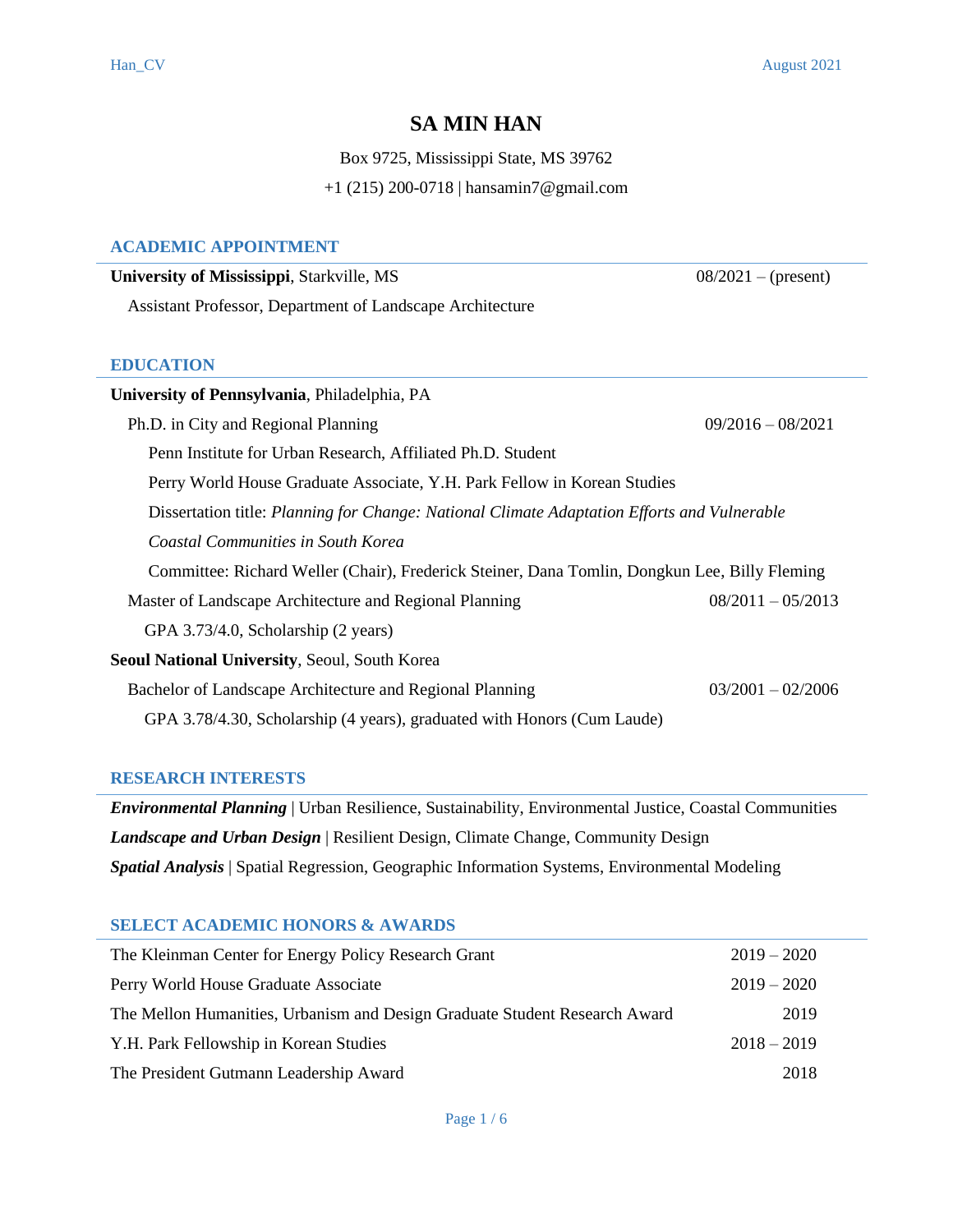# SA MIN HAN

Box 9725, Mississippi State, MS 39762

+1 (215) 200-0718 | hansamin7@gmail.com

## ACADEMIC APPOINTMENT

**University of Mississippi**, Starkville, MS — 08/2021 – (present)

Assistant Professor, Department of Landscape Architecture

## EDUCATION

**University of Pennsylvania**, Philadelphia, PA

Ph.D. in City and Regional Planning — 09/2016 – 08/2021

- Penn Institute for Urban Research, Affiliated Ph.D. Student
- Perry World House Graduate Associate, Y.H. Park Fellow in Korean Studies
- Dissertation title: *Planning for Change: National Climate Adaptation Efforts and Vulnerable Coastal Communities in South Korea*
- Committee: Richard Weller (Chair), Frederick Steiner, Dana Tomlin, Dongkun Lee, Billy Fleming

Master of Landscape Architecture and Regional Planning — 08/2011 – 05/2013

- GPA 3.73/4.0, Scholarship (2 years)

**Seoul National University**, Seoul, South Korea

Bachelor of Landscape Architecture and Regional Planning — 03/2001 – 02/2006

- GPA 3.78/4.30, Scholarship (4 years), graduated with Honors (Cum Laude)

## RESEARCH INTERESTS

***Environmental Planning*** | Urban Resilience, Sustainability, Environmental Justice, Coastal Communities

***Landscape and Urban Design*** | Resilient Design, Climate Change, Community Design

***Spatial Analysis*** | Spatial Regression, Geographic Information Systems, Environmental Modeling

## SELECT ACADEMIC HONORS & AWARDS

| | |
|---|---|
| The Kleinman Center for Energy Policy Research Grant | 2019 – 2020 |
| Perry World House Graduate Associate | 2019 – 2020 |
| The Mellon Humanities, Urbanism and Design Graduate Student Research Award | 2019 |
| Y.H. Park Fellowship in Korean Studies | 2018 – 2019 |
| The President Gutmann Leadership Award | 2018 |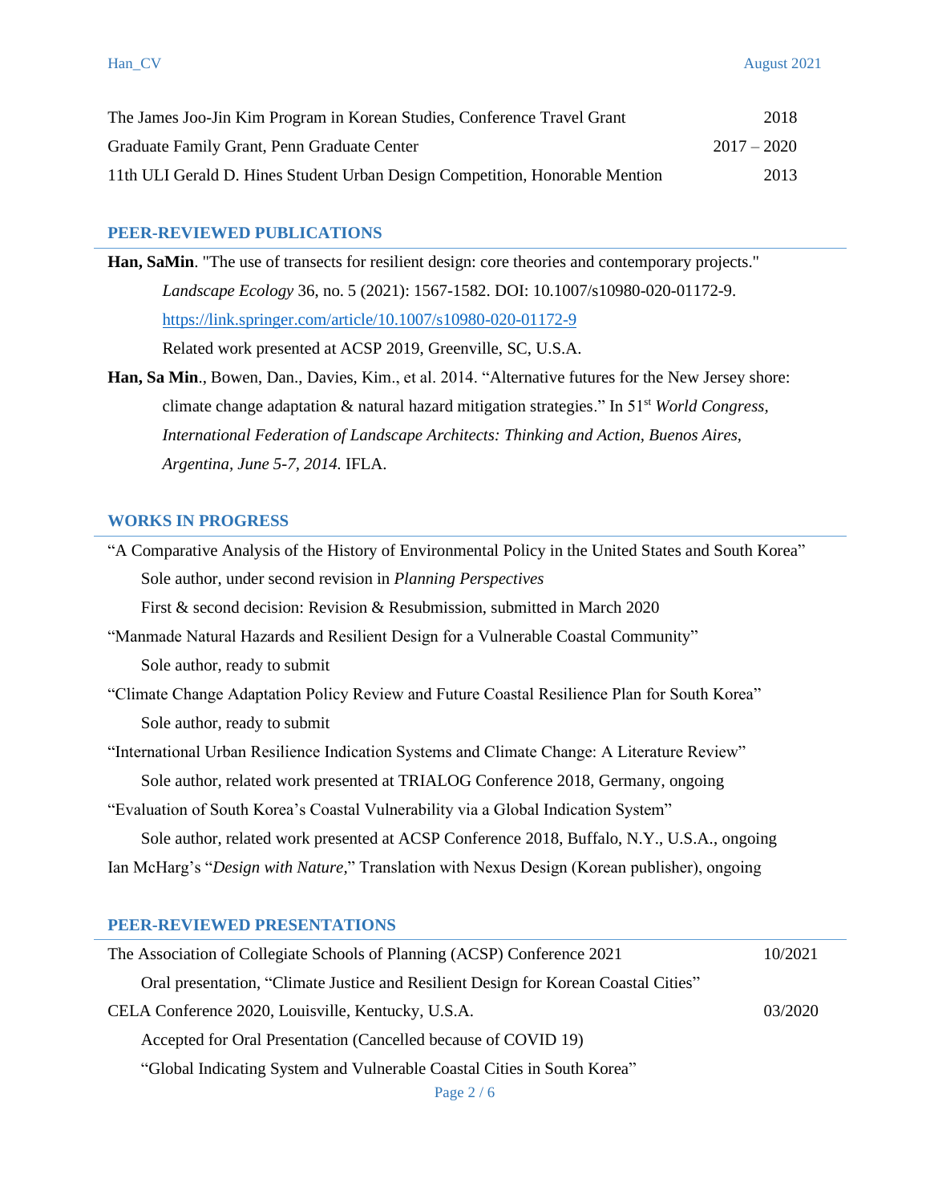The James Joo-Jin Kim Program in Korean Studies, Conference Travel Grant 2018

Graduate Family Grant, Penn Graduate Center 2017 – 2020

11th ULI Gerald D. Hines Student Urban Design Competition, Honorable Mention 2013

## PEER-REVIEWED PUBLICATIONS

**Han, SaMin**. "The use of transects for resilient design: core theories and contemporary projects." *Landscape Ecology* 36, no. 5 (2021): 1567-1582. DOI: 10.1007/s10980-020-01172-9. https://link.springer.com/article/10.1007/s10980-020-01172-9
Related work presented at ACSP 2019, Greenville, SC, U.S.A.

**Han, Sa Min**., Bowen, Dan., Davies, Kim., et al. 2014. "Alternative futures for the New Jersey shore: climate change adaptation & natural hazard mitigation strategies." In 51st *World Congress, International Federation of Landscape Architects: Thinking and Action, Buenos Aires, Argentina, June 5-7, 2014.* IFLA.

## WORKS IN PROGRESS

"A Comparative Analysis of the History of Environmental Policy in the United States and South Korea"
Sole author, under second revision in *Planning Perspectives*
First & second decision: Revision & Resubmission, submitted in March 2020

"Manmade Natural Hazards and Resilient Design for a Vulnerable Coastal Community"
Sole author, ready to submit

"Climate Change Adaptation Policy Review and Future Coastal Resilience Plan for South Korea"
Sole author, ready to submit

"International Urban Resilience Indication Systems and Climate Change: A Literature Review"
Sole author, related work presented at TRIALOG Conference 2018, Germany, ongoing

"Evaluation of South Korea's Coastal Vulnerability via a Global Indication System"
Sole author, related work presented at ACSP Conference 2018, Buffalo, N.Y., U.S.A., ongoing

Ian McHarg's "*Design with Nature,*" Translation with Nexus Design (Korean publisher), ongoing

## PEER-REVIEWED PRESENTATIONS

The Association of Collegiate Schools of Planning (ACSP) Conference 2021 10/2021
Oral presentation, "Climate Justice and Resilient Design for Korean Coastal Cities"

CELA Conference 2020, Louisville, Kentucky, U.S.A. 03/2020
Accepted for Oral Presentation (Cancelled because of COVID 19)
"Global Indicating System and Vulnerable Coastal Cities in South Korea"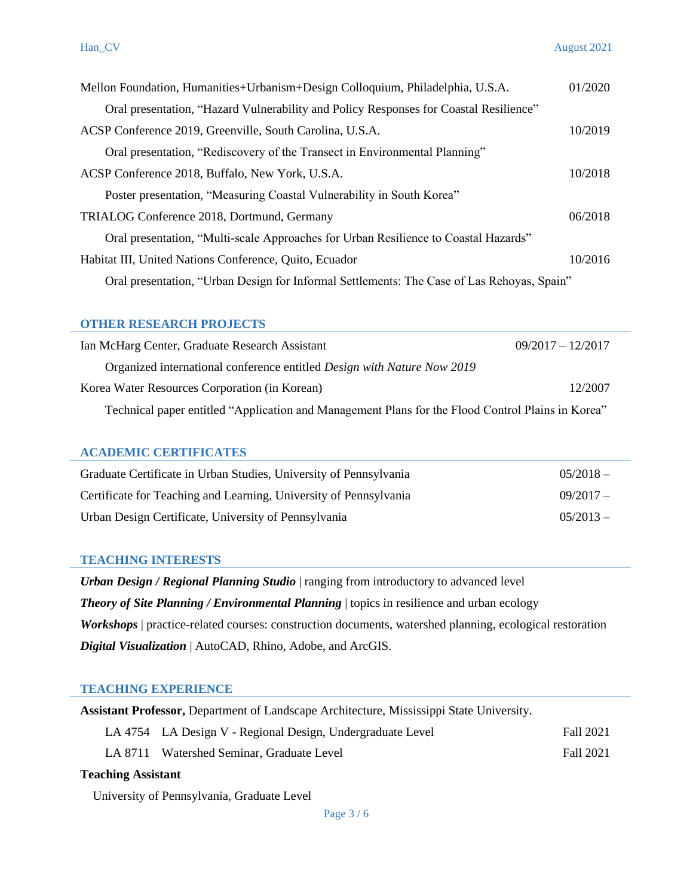Mellon Foundation, Humanities+Urbanism+Design Colloquium, Philadelphia, U.S.A. 01/2020

Oral presentation, "Hazard Vulnerability and Policy Responses for Coastal Resilience"

ACSP Conference 2019, Greenville, South Carolina, U.S.A. 10/2019

Oral presentation, "Rediscovery of the Transect in Environmental Planning"

ACSP Conference 2018, Buffalo, New York, U.S.A. 10/2018

Poster presentation, "Measuring Coastal Vulnerability in South Korea"

TRIALOG Conference 2018, Dortmund, Germany 06/2018

Oral presentation, "Multi-scale Approaches for Urban Resilience to Coastal Hazards"

Habitat III, United Nations Conference, Quito, Ecuador 10/2016

Oral presentation, "Urban Design for Informal Settlements: The Case of Las Rehoyas, Spain"

## OTHER RESEARCH PROJECTS

Ian McHarg Center, Graduate Research Assistant 09/2017 – 12/2017

Organized international conference entitled *Design with Nature Now 2019*

Korea Water Resources Corporation (in Korean) 12/2007

Technical paper entitled "Application and Management Plans for the Flood Control Plains in Korea"

## ACADEMIC CERTIFICATES

Graduate Certificate in Urban Studies, University of Pennsylvania 05/2018 –

Certificate for Teaching and Learning, University of Pennsylvania 09/2017 –

Urban Design Certificate, University of Pennsylvania 05/2013 –

## TEACHING INTERESTS

***Urban Design / Regional Planning Studio*** | ranging from introductory to advanced level

***Theory of Site Planning / Environmental Planning*** | topics in resilience and urban ecology

***Workshops*** | practice-related courses: construction documents, watershed planning, ecological restoration

***Digital Visualization*** | AutoCAD, Rhino, Adobe, and ArcGIS.

## TEACHING EXPERIENCE

**Assistant Professor,** Department of Landscape Architecture, Mississippi State University.

LA 4754 LA Design V - Regional Design, Undergraduate Level Fall 2021

LA 8711 Watershed Seminar, Graduate Level Fall 2021

**Teaching Assistant**

University of Pennsylvania, Graduate Level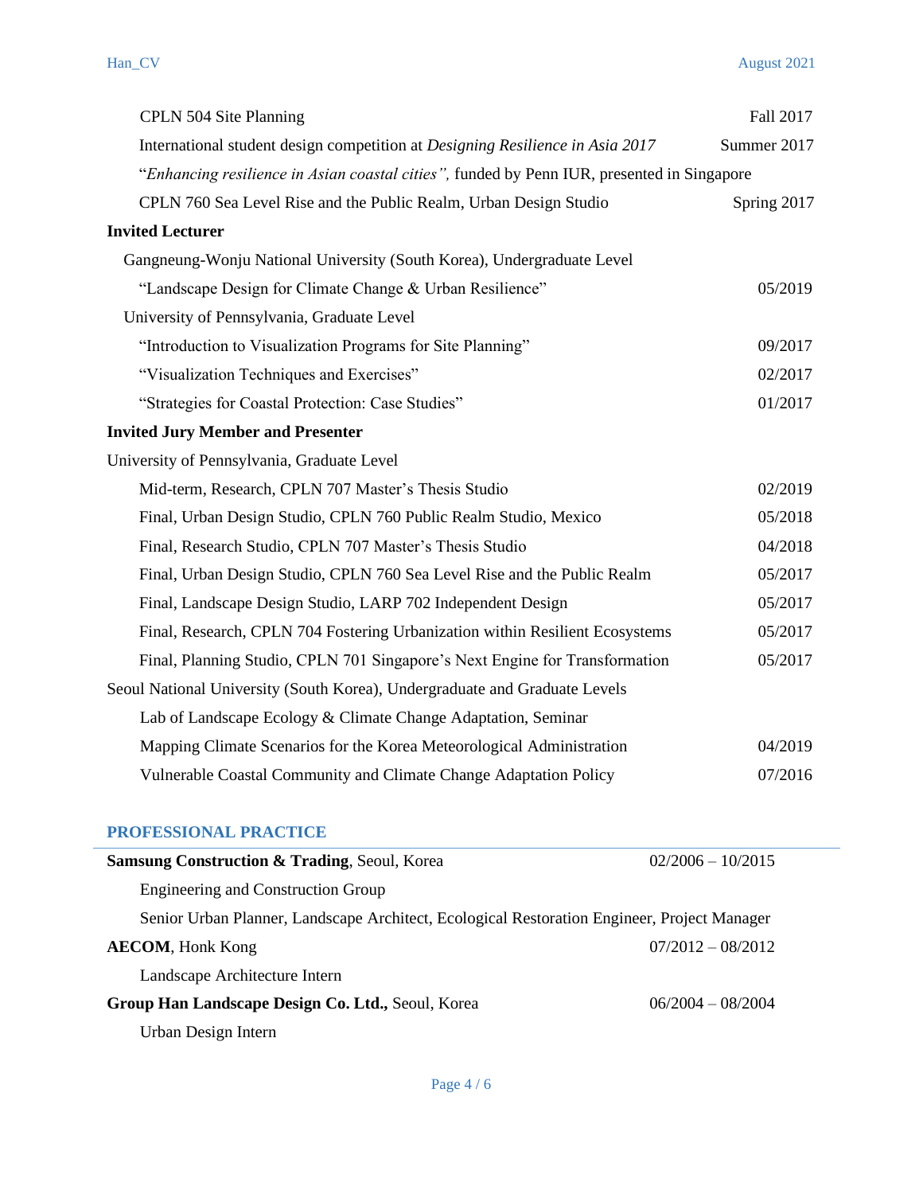CPLN 504 Site Planning — Fall 2017

International student design competition at *Designing Resilience in Asia 2017* — Summer 2017

"*Enhancing resilience in Asian coastal cities",* funded by Penn IUR, presented in Singapore

CPLN 760 Sea Level Rise and the Public Realm, Urban Design Studio — Spring 2017

**Invited Lecturer**

Gangneung-Wonju National University (South Korea), Undergraduate Level

- "Landscape Design for Climate Change & Urban Resilience" — 05/2019

University of Pennsylvania, Graduate Level

- "Introduction to Visualization Programs for Site Planning" — 09/2017
- "Visualization Techniques and Exercises" — 02/2017
- "Strategies for Coastal Protection: Case Studies" — 01/2017

**Invited Jury Member and Presenter**

University of Pennsylvania, Graduate Level

- Mid-term, Research, CPLN 707 Master's Thesis Studio — 02/2019
- Final, Urban Design Studio, CPLN 760 Public Realm Studio, Mexico — 05/2018
- Final, Research Studio, CPLN 707 Master's Thesis Studio — 04/2018
- Final, Urban Design Studio, CPLN 760 Sea Level Rise and the Public Realm — 05/2017
- Final, Landscape Design Studio, LARP 702 Independent Design — 05/2017
- Final, Research, CPLN 704 Fostering Urbanization within Resilient Ecosystems — 05/2017
- Final, Planning Studio, CPLN 701 Singapore's Next Engine for Transformation — 05/2017

Seoul National University (South Korea), Undergraduate and Graduate Levels

- Lab of Landscape Ecology & Climate Change Adaptation, Seminar
- Mapping Climate Scenarios for the Korea Meteorological Administration — 04/2019
- Vulnerable Coastal Community and Climate Change Adaptation Policy — 07/2016

## PROFESSIONAL PRACTICE

**Samsung Construction & Trading**, Seoul, Korea — 02/2006 – 10/2015

Engineering and Construction Group

Senior Urban Planner, Landscape Architect, Ecological Restoration Engineer, Project Manager

**AECOM**, Honk Kong — 07/2012 – 08/2012

Landscape Architecture Intern

**Group Han Landscape Design Co. Ltd.,** Seoul, Korea — 06/2004 – 08/2004

Urban Design Intern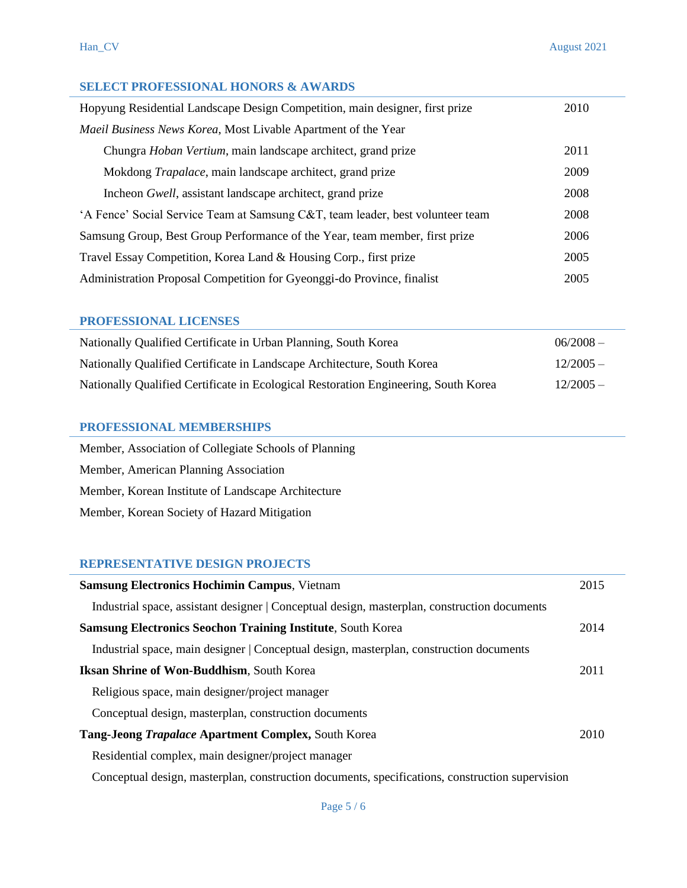## SELECT PROFESSIONAL HONORS & AWARDS

| | |
|---|---|
| Hopyung Residential Landscape Design Competition, main designer, first prize | 2010 |
| *Maeil Business News Korea*, Most Livable Apartment of the Year | |
| Chungra *Hoban Vertium*, main landscape architect, grand prize | 2011 |
| Mokdong *Trapalace*, main landscape architect, grand prize | 2009 |
| Incheon *Gwell*, assistant landscape architect, grand prize | 2008 |
| 'A Fence' Social Service Team at Samsung C&T, team leader, best volunteer team | 2008 |
| Samsung Group, Best Group Performance of the Year, team member, first prize | 2006 |
| Travel Essay Competition, Korea Land & Housing Corp., first prize | 2005 |
| Administration Proposal Competition for Gyeonggi-do Province, finalist | 2005 |

## PROFESSIONAL LICENSES

| | |
|---|---|
| Nationally Qualified Certificate in Urban Planning, South Korea | 06/2008 – |
| Nationally Qualified Certificate in Landscape Architecture, South Korea | 12/2005 – |
| Nationally Qualified Certificate in Ecological Restoration Engineering, South Korea | 12/2005 – |

## PROFESSIONAL MEMBERSHIPS

Member, Association of Collegiate Schools of Planning

Member, American Planning Association

Member, Korean Institute of Landscape Architecture

Member, Korean Society of Hazard Mitigation

## REPRESENTATIVE DESIGN PROJECTS

**Samsung Electronics Hochimin Campus**, Vietnam — 2015

Industrial space, assistant designer | Conceptual design, masterplan, construction documents

**Samsung Electronics Seochon Training Institute**, South Korea — 2014

Industrial space, main designer | Conceptual design, masterplan, construction documents

**Iksan Shrine of Won-Buddhism**, South Korea — 2011

Religious space, main designer/project manager

Conceptual design, masterplan, construction documents

**Tang-Jeong *Trapalace* Apartment Complex,** South Korea — 2010

Residential complex, main designer/project manager

Conceptual design, masterplan, construction documents, specifications, construction supervision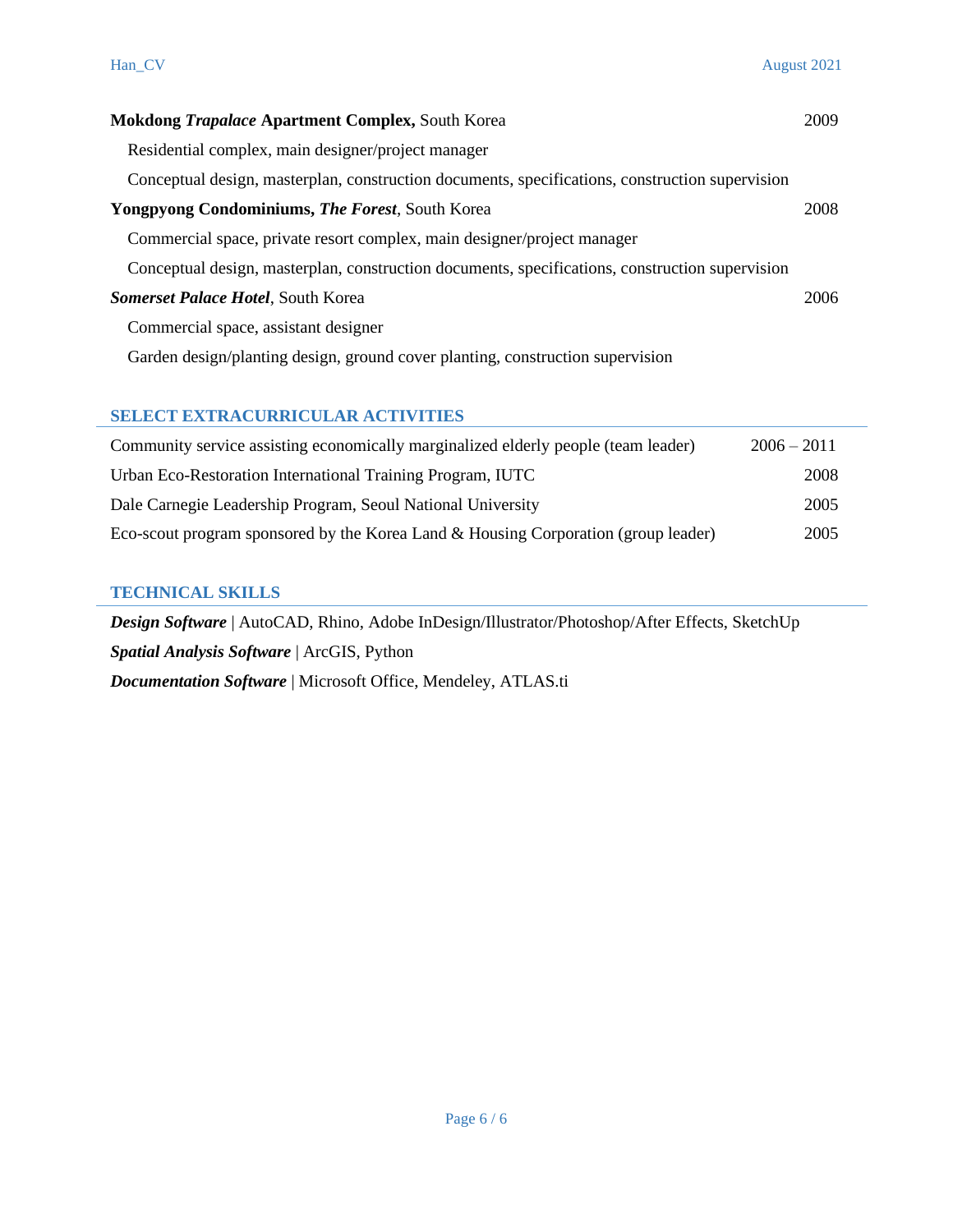**Mokdong *Trapalace* Apartment Complex,** South Korea 2009

Residential complex, main designer/project manager

Conceptual design, masterplan, construction documents, specifications, construction supervision

**Yongpyong Condominiums, *The Forest***, South Korea 2008

Commercial space, private resort complex, main designer/project manager

Conceptual design, masterplan, construction documents, specifications, construction supervision

***Somerset Palace Hotel***, South Korea 2006

Commercial space, assistant designer

Garden design/planting design, ground cover planting, construction supervision

## SELECT EXTRACURRICULAR ACTIVITIES

Community service assisting economically marginalized elderly people (team leader) 2006 – 2011

Urban Eco-Restoration International Training Program, IUTC 2008

Dale Carnegie Leadership Program, Seoul National University 2005

Eco-scout program sponsored by the Korea Land & Housing Corporation (group leader) 2005

## TECHNICAL SKILLS

***Design Software*** | AutoCAD, Rhino, Adobe InDesign/Illustrator/Photoshop/After Effects, SketchUp

***Spatial Analysis Software*** | ArcGIS, Python

***Documentation Software*** | Microsoft Office, Mendeley, ATLAS.ti